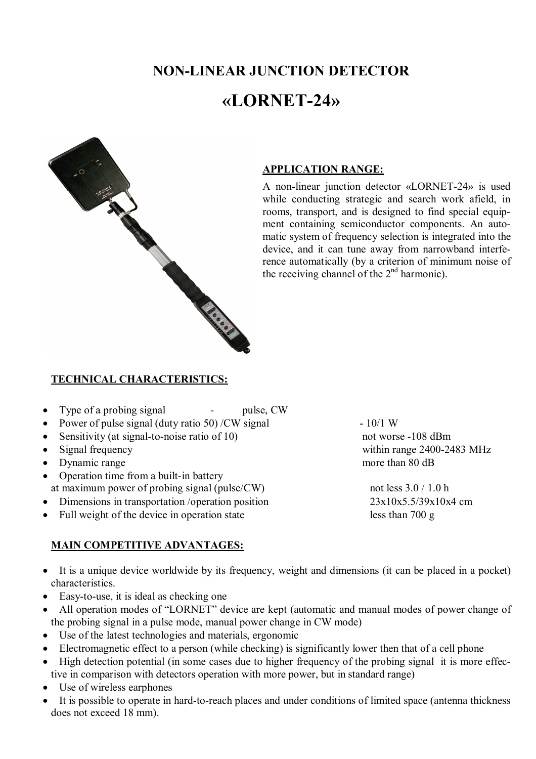# NON-LINEAR JUNCTION DETECTOR

# «LORNET-24»

**APPLICATION RANGE:**

A non-linear junction detector «LORNET-24» is used while conducting strategic and search work afield, in rooms, transport, and is designed to find special equipment containing semiconductor components. An automatic system of frequency selection is integrated into the device, and it can tune away from narrowband interference automatically (by a criterion of minimum noise of the receiving channel of the 2nd harmonic).

**TECHNICAL CHARACTERISTICS:**

- Type of a probing signal - pulse, CW
- Power of pulse signal (duty ratio 50) /CW signal - 10/1 W
- Sensitivity (at signal-to-noise ratio of 10) not worse -108 dBm
- Signal frequency within range 2400-2483 MHz
- Dynamic range more than 80 dB
- Operation time from a built-in battery at maximum power of probing signal (pulse/CW) not less 3.0 / 1.0 h
- Dimensions in transportation /operation position 23x10x5.5/39x10x4 cm
- Full weight of the device in operation state less than 700 g

**MAIN COMPETITIVE ADVANTAGES:**

- It is a unique device worldwide by its frequency, weight and dimensions (it can be placed in a pocket) characteristics.
- Easy-to-use, it is ideal as checking one
- All operation modes of "LORNET" device are kept (automatic and manual modes of power change of the probing signal in a pulse mode, manual power change in CW mode)
- Use of the latest technologies and materials, ergonomic
- Electromagnetic effect to a person (while checking) is significantly lower then that of a cell phone
- High detection potential (in some cases due to higher frequency of the probing signal it is more effective in comparison with detectors operation with more power, but in standard range)
- Use of wireless earphones
- It is possible to operate in hard-to-reach places and under conditions of limited space (antenna thickness does not exceed 18 mm).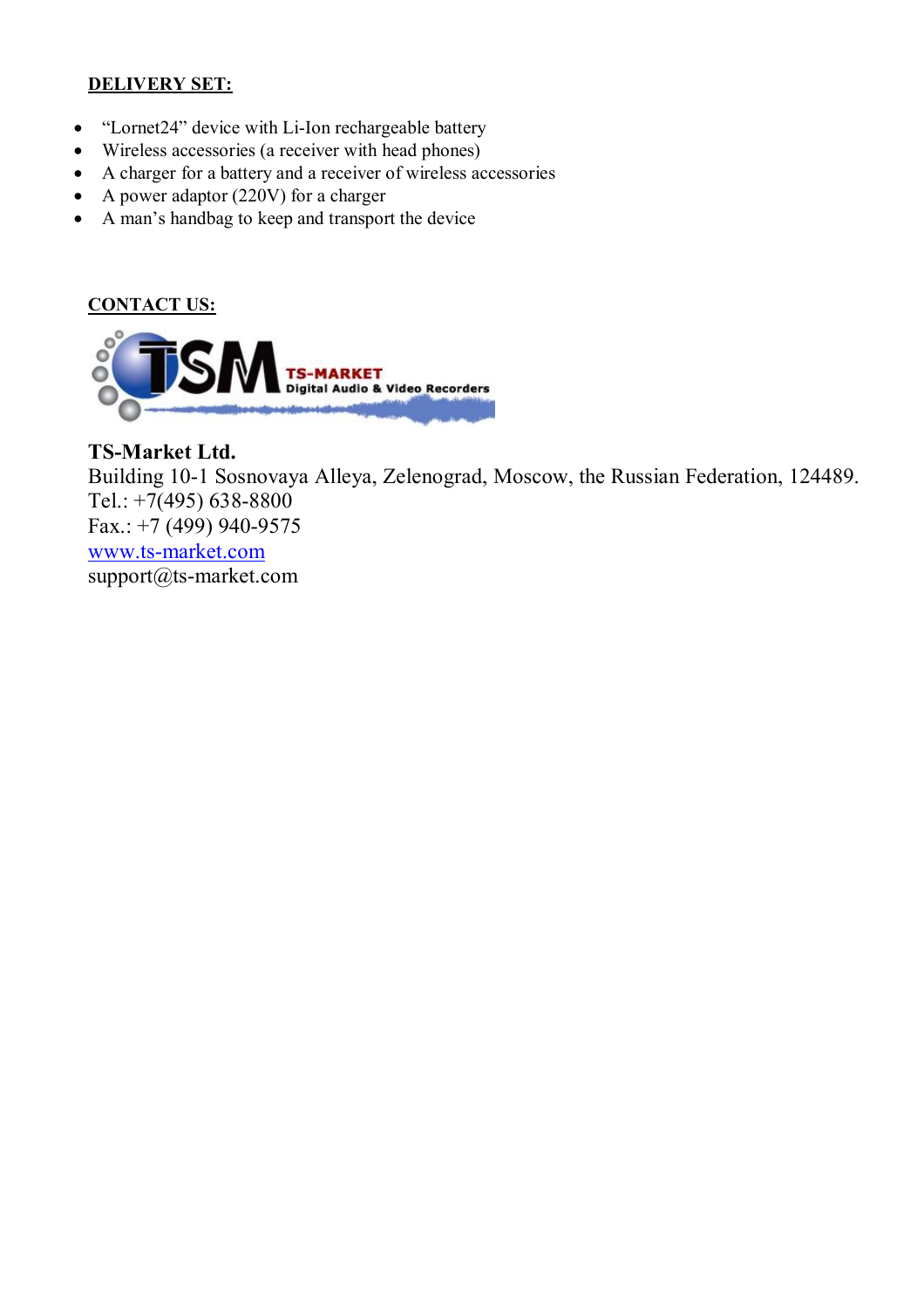**DELIVERY SET:**

- "Lornet24" device with Li-Ion rechargeable battery
- Wireless accessories (a receiver with head phones)
- A charger for a battery and a receiver of wireless accessories
- A power adaptor (220V) for a charger
- A man's handbag to keep and transport the device

**CONTACT US:**

TSM TS-MARKET Digital Audio & Video Recorders

**TS-Market Ltd.**
Building 10-1 Sosnovaya Alleya, Zelenograd, Moscow, the Russian Federation, 124489.
Tel.: +7(495) 638-8800
Fax.: +7 (499) 940-9575
[www.ts-market.com](http://www.ts-market.com)
support@ts-market.com